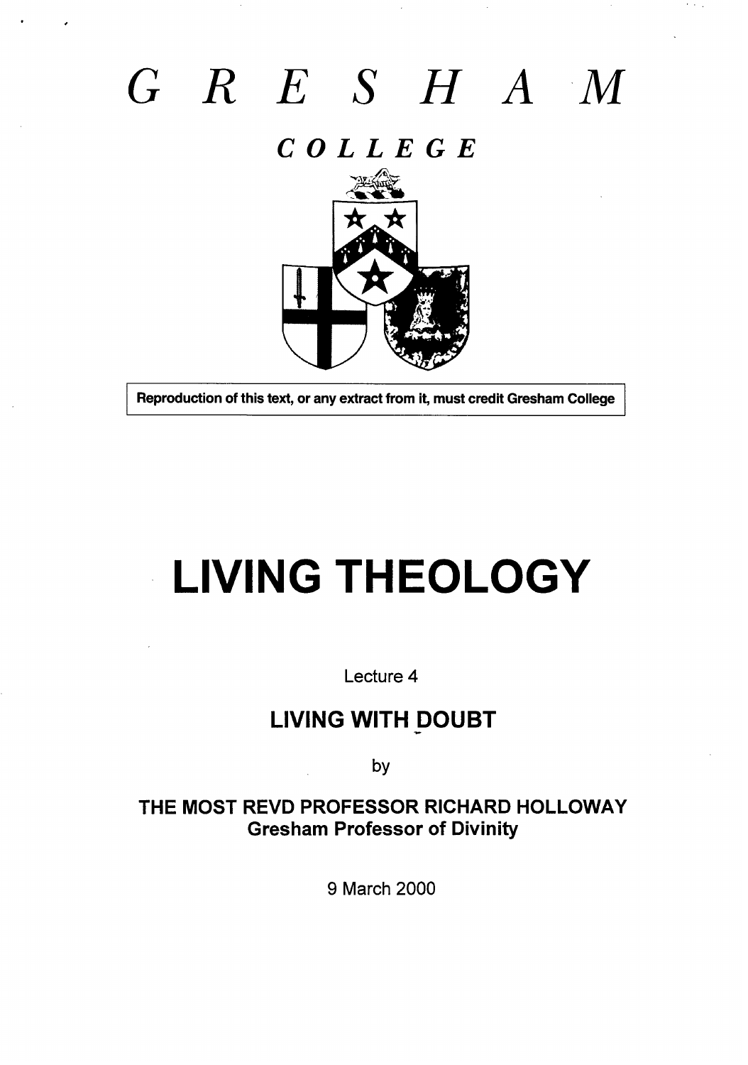# GRESHAM

## COLLEGE

Reproduction of this text, or any extract from it, must credit Gresham College

# LIVING THEOLOGY

Lecture 4

## LIVING WITH DOUBT

by

**THE MOST REVD PROFESSOR RICHARD HOLLOWAY**
**Gresham Professor of Divinity**

9 March 2000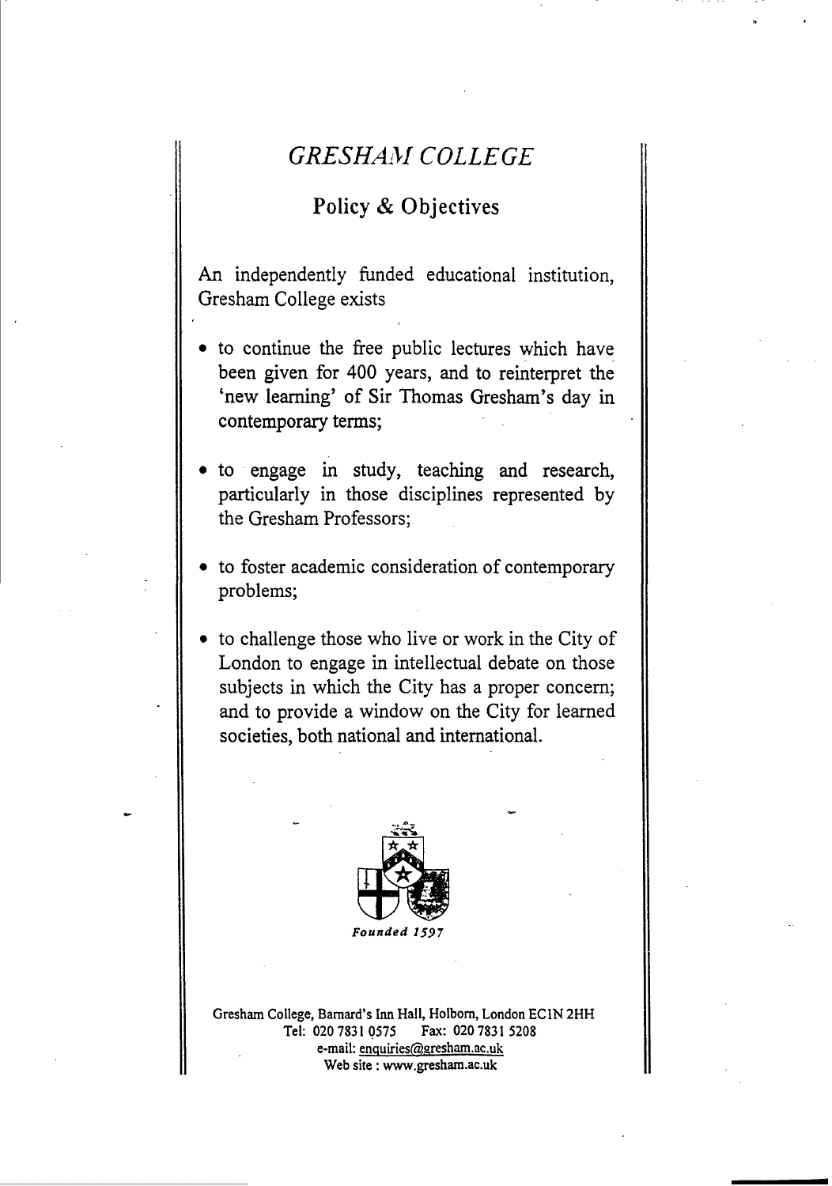# *GRESHAM COLLEGE*

## Policy & Objectives

An independently funded educational institution, Gresham College exists

- to continue the free public lectures which have been given for 400 years, and to reinterpret the 'new learning' of Sir Thomas Gresham's day in contemporary terms;
- to engage in study, teaching and research, particularly in those disciplines represented by the Gresham Professors;
- to foster academic consideration of contemporary problems;
- to challenge those who live or work in the City of London to engage in intellectual debate on those subjects in which the City has a proper concern; and to provide a window on the City for learned societies, both national and international.

*Founded 1597*

Gresham College, Barnard's Inn Hall, Holborn, London EC1N 2HH
Tel: 020 7831 0575 Fax: 020 7831 5208
e-mail: enquiries@gresham.ac.uk
Web site : www.gresham.ac.uk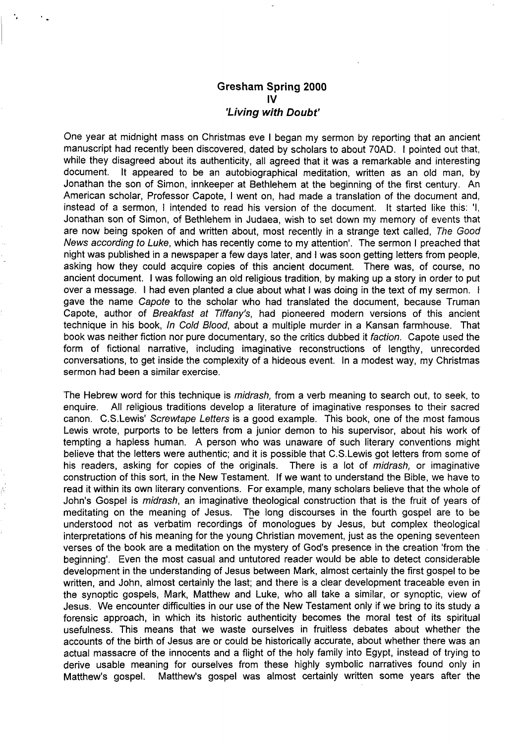**Gresham Spring 2000**
**IV**
***'Living with Doubt'***

One year at midnight mass on Christmas eve I began my sermon by reporting that an ancient manuscript had recently been discovered, dated by scholars to about 70AD. I pointed out that, while they disagreed about its authenticity, all agreed that it was a remarkable and interesting document. It appeared to be an autobiographical meditation, written as an old man, by Jonathan the son of Simon, innkeeper at Bethlehem at the beginning of the first century. An American scholar, Professor Capote, I went on, had made a translation of the document and, instead of a sermon, I intended to read his version of the document. It started like this: 'I, Jonathan son of Simon, of Bethlehem in Judaea, wish to set down my memory of events that are now being spoken of and written about, most recently in a strange text called, *The Good News according to Luke*, which has recently come to my attention'. The sermon I preached that night was published in a newspaper a few days later, and I was soon getting letters from people, asking how they could acquire copies of this ancient document. There was, of course, no ancient document. I was following an old religious tradition, by making up a story in order to put over a message. I had even planted a clue about what I was doing in the text of my sermon. I gave the name *Capote* to the scholar who had translated the document, because Truman Capote, author of *Breakfast at Tiffany's*, had pioneered modern versions of this ancient technique in his book, *In Cold Blood*, about a multiple murder in a Kansan farmhouse. That book was neither fiction nor pure documentary, so the critics dubbed it *faction*. Capote used the form of fictional narrative, including imaginative reconstructions of lengthy, unrecorded conversations, to get inside the complexity of a hideous event. In a modest way, my Christmas sermon had been a similar exercise.

The Hebrew word for this technique is *midrash,* from a verb meaning to search out, to seek, to enquire. All religious traditions develop a literature of imaginative responses to their sacred canon. C.S.Lewis' *Screwtape Letters* is a good example. This book, one of the most famous Lewis wrote, purports to be letters from a junior demon to his supervisor, about his work of tempting a hapless human. A person who was unaware of such literary conventions might believe that the letters were authentic; and it is possible that C.S.Lewis got letters from some of his readers, asking for copies of the originals. There is a lot of *midrash,* or imaginative construction of this sort, in the New Testament. If we want to understand the Bible, we have to read it within its own literary conventions. For example, many scholars believe that the whole of John's Gospel is *midrash*, an imaginative theological construction that is the fruit of years of meditating on the meaning of Jesus. The long discourses in the fourth gospel are to be understood not as verbatim recordings of monologues by Jesus, but complex theological interpretations of his meaning for the young Christian movement, just as the opening seventeen verses of the book are a meditation on the mystery of God's presence in the creation 'from the beginning'. Even the most casual and untutored reader would be able to detect considerable development in the understanding of Jesus between Mark, almost certainly the first gospel to be written, and John, almost certainly the last; and there is a clear development traceable even in the synoptic gospels, Mark, Matthew and Luke, who all take a similar, or synoptic, view of Jesus. We encounter difficulties in our use of the New Testament only if we bring to its study a forensic approach, in which its historic authenticity becomes the moral test of its spiritual usefulness. This means that we waste ourselves in fruitless debates about whether the accounts of the birth of Jesus are or could be historically accurate, about whether there was an actual massacre of the innocents and a flight of the holy family into Egypt, instead of trying to derive usable meaning for ourselves from these highly symbolic narratives found only in Matthew's gospel. Matthew's gospel was almost certainly written some years after the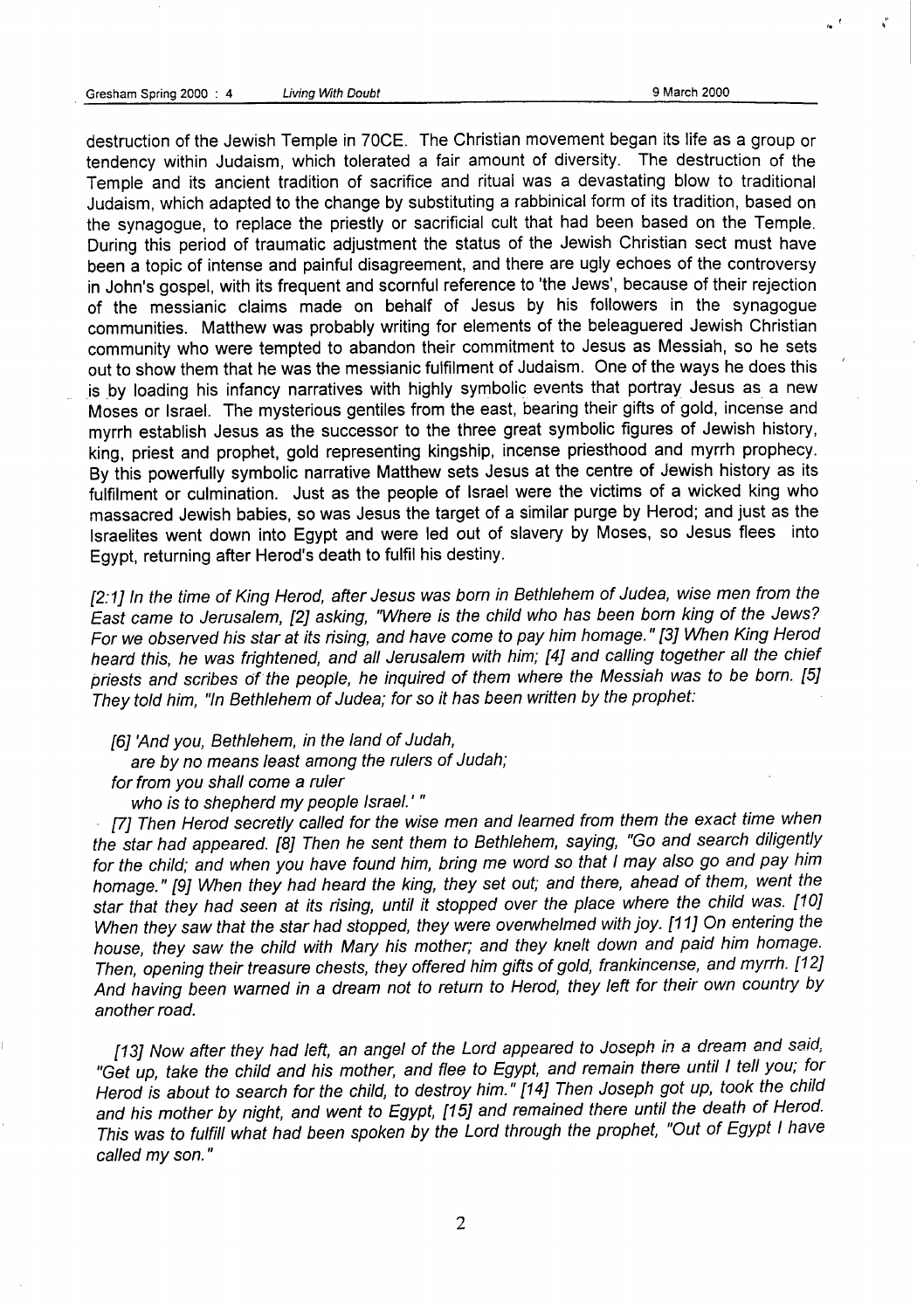destruction of the Jewish Temple in 70CE. The Christian movement began its life as a group or tendency within Judaism, which tolerated a fair amount of diversity. The destruction of the Temple and its ancient tradition of sacrifice and ritual was a devastating blow to traditional Judaism, which adapted to the change by substituting a rabbinical form of its tradition, based on the synagogue, to replace the priestly or sacrificial cult that had been based on the Temple. During this period of traumatic adjustment the status of the Jewish Christian sect must have been a topic of intense and painful disagreement, and there are ugly echoes of the controversy in John's gospel, with its frequent and scornful reference to 'the Jews', because of their rejection of the messianic claims made on behalf of Jesus by his followers in the synagogue communities. Matthew was probably writing for elements of the beleaguered Jewish Christian community who were tempted to abandon their commitment to Jesus as Messiah, so he sets out to show them that he was the messianic fulfilment of Judaism. One of the ways he does this is by loading his infancy narratives with highly symbolic events that portray Jesus as a new Moses or Israel. The mysterious gentiles from the east, bearing their gifts of gold, incense and myrrh establish Jesus as the successor to the three great symbolic figures of Jewish history, king, priest and prophet, gold representing kingship, incense priesthood and myrrh prophecy. By this powerfully symbolic narrative Matthew sets Jesus at the centre of Jewish history as its fulfilment or culmination. Just as the people of Israel were the victims of a wicked king who massacred Jewish babies, so was Jesus the target of a similar purge by Herod; and just as the Israelites went down into Egypt and were led out of slavery by Moses, so Jesus flees into Egypt, returning after Herod's death to fulfil his destiny.

*[2:1] In the time of King Herod, after Jesus was born in Bethlehem of Judea, wise men from the East came to Jerusalem, [2] asking, "Where is the child who has been born king of the Jews? For we observed his star at its rising, and have come to pay him homage." [3] When King Herod heard this, he was frightened, and all Jerusalem with him; [4] and calling together all the chief priests and scribes of the people, he inquired of them where the Messiah was to be born. [5] They told him, "In Bethlehem of Judea; for so it has been written by the prophet:*

*[6] 'And you, Bethlehem, in the land of Judah,*
*are by no means least among the rulers of Judah;*
*for from you shall come a ruler*
*who is to shepherd my people Israel.' "*

*[7] Then Herod secretly called for the wise men and learned from them the exact time when the star had appeared. [8] Then he sent them to Bethlehem, saying, "Go and search diligently for the child; and when you have found him, bring me word so that I may also go and pay him homage." [9] When they had heard the king, they set out; and there, ahead of them, went the star that they had seen at its rising, until it stopped over the place where the child was. [10] When they saw that the star had stopped, they were overwhelmed with joy. [11] On entering the house, they saw the child with Mary his mother; and they knelt down and paid him homage. Then, opening their treasure chests, they offered him gifts of gold, frankincense, and myrrh. [12] And having been warned in a dream not to return to Herod, they left for their own country by another road.*

*[13] Now after they had left, an angel of the Lord appeared to Joseph in a dream and said, "Get up, take the child and his mother, and flee to Egypt, and remain there until I tell you; for Herod is about to search for the child, to destroy him." [14] Then Joseph got up, took the child and his mother by night, and went to Egypt, [15] and remained there until the death of Herod. This was to fulfill what had been spoken by the Lord through the prophet, "Out of Egypt I have called my son."*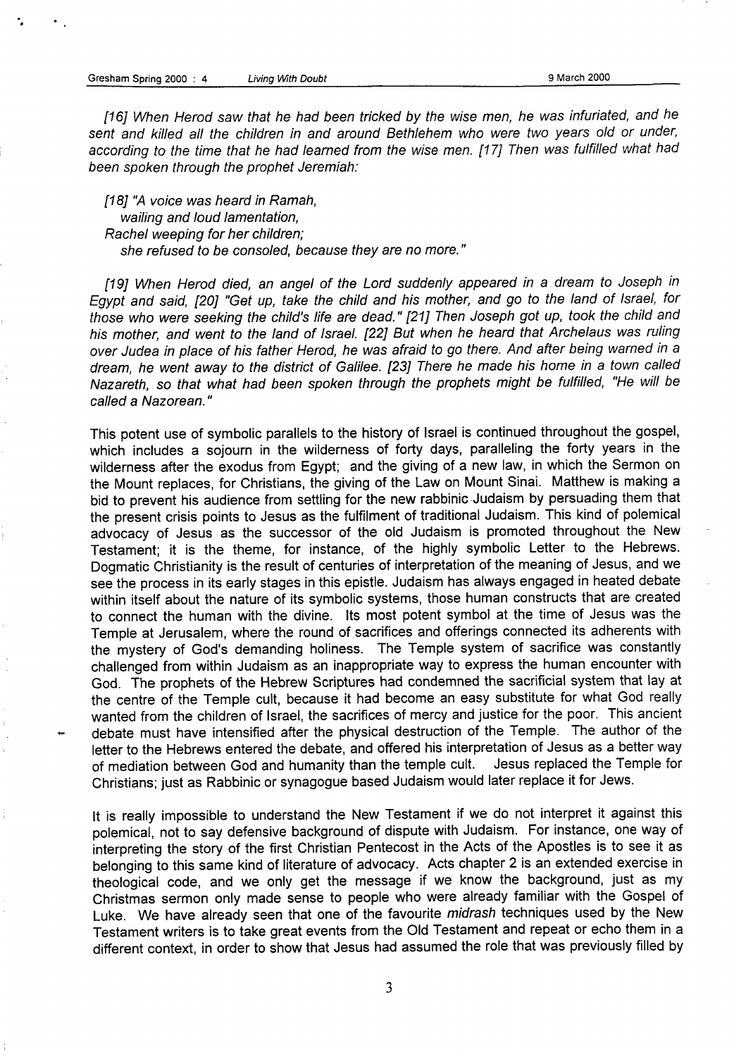*[16] When Herod saw that he had been tricked by the wise men, he was infuriated, and he sent and killed all the children in and around Bethlehem who were two years old or under, according to the time that he had learned from the wise men. [17] Then was fulfilled what had been spoken through the prophet Jeremiah:*

> *[18] "A voice was heard in Ramah,*
> *wailing and loud lamentation,*
> *Rachel weeping for her children;*
> *she refused to be consoled, because they are no more."*

*[19] When Herod died, an angel of the Lord suddenly appeared in a dream to Joseph in Egypt and said, [20] "Get up, take the child and his mother, and go to the land of Israel, for those who were seeking the child's life are dead." [21] Then Joseph got up, took the child and his mother, and went to the land of Israel. [22] But when he heard that Archelaus was ruling over Judea in place of his father Herod, he was afraid to go there. And after being warned in a dream, he went away to the district of Galilee. [23] There he made his home in a town called Nazareth, so that what had been spoken through the prophets might be fulfilled, "He will be called a Nazorean."*

This potent use of symbolic parallels to the history of Israel is continued throughout the gospel, which includes a sojourn in the wilderness of forty days, paralleling the forty years in the wilderness after the exodus from Egypt; and the giving of a new law, in which the Sermon on the Mount replaces, for Christians, the giving of the Law on Mount Sinai. Matthew is making a bid to prevent his audience from settling for the new rabbinic Judaism by persuading them that the present crisis points to Jesus as the fulfilment of traditional Judaism. This kind of polemical advocacy of Jesus as the successor of the old Judaism is promoted throughout the New Testament; it is the theme, for instance, of the highly symbolic Letter to the Hebrews. Dogmatic Christianity is the result of centuries of interpretation of the meaning of Jesus, and we see the process in its early stages in this epistle. Judaism has always engaged in heated debate within itself about the nature of its symbolic systems, those human constructs that are created to connect the human with the divine. Its most potent symbol at the time of Jesus was the Temple at Jerusalem, where the round of sacrifices and offerings connected its adherents with the mystery of God's demanding holiness. The Temple system of sacrifice was constantly challenged from within Judaism as an inappropriate way to express the human encounter with God. The prophets of the Hebrew Scriptures had condemned the sacrificial system that lay at the centre of the Temple cult, because it had become an easy substitute for what God really wanted from the children of Israel, the sacrifices of mercy and justice for the poor. This ancient debate must have intensified after the physical destruction of the Temple. The author of the letter to the Hebrews entered the debate, and offered his interpretation of Jesus as a better way of mediation between God and humanity than the temple cult. Jesus replaced the Temple for Christians; just as Rabbinic or synagogue based Judaism would later replace it for Jews.

It is really impossible to understand the New Testament if we do not interpret it against this polemical, not to say defensive background of dispute with Judaism. For instance, one way of interpreting the story of the first Christian Pentecost in the Acts of the Apostles is to see it as belonging to this same kind of literature of advocacy. Acts chapter 2 is an extended exercise in theological code, and we only get the message if we know the background, just as my Christmas sermon only made sense to people who were already familiar with the Gospel of Luke. We have already seen that one of the favourite *midrash* techniques used by the New Testament writers is to take great events from the Old Testament and repeat or echo them in a different context, in order to show that Jesus had assumed the role that was previously filled by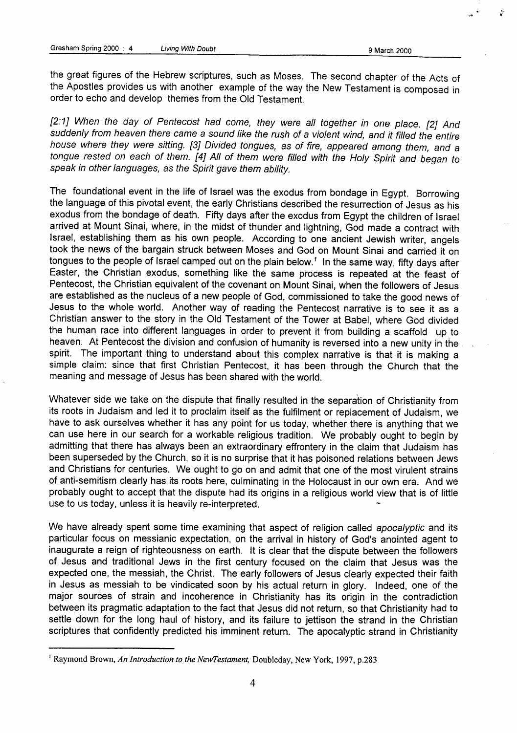the great figures of the Hebrew scriptures, such as Moses. The second chapter of the Acts of the Apostles provides us with another example of the way the New Testament is composed in order to echo and develop themes from the Old Testament.

*[2:1] When the day of Pentecost had come, they were all together in one place. [2] And suddenly from heaven there came a sound like the rush of a violent wind, and it filled the entire house where they were sitting. [3] Divided tongues, as of fire, appeared among them, and a tongue rested on each of them. [4] All of them were filled with the Holy Spirit and began to speak in other languages, as the Spirit gave them ability.*

The foundational event in the life of Israel was the exodus from bondage in Egypt. Borrowing the language of this pivotal event, the early Christians described the resurrection of Jesus as his exodus from the bondage of death. Fifty days after the exodus from Egypt the children of Israel arrived at Mount Sinai, where, in the midst of thunder and lightning, God made a contract with Israel, establishing them as his own people. According to one ancient Jewish writer, angels took the news of the bargain struck between Moses and God on Mount Sinai and carried it on tongues to the people of Israel camped out on the plain below.[1] In the same way, fifty days after Easter, the Christian exodus, something like the same process is repeated at the feast of Pentecost, the Christian equivalent of the covenant on Mount Sinai, when the followers of Jesus are established as the nucleus of a new people of God, commissioned to take the good news of Jesus to the whole world. Another way of reading the Pentecost narrative is to see it as a Christian answer to the story in the Old Testament of the Tower at Babel, where God divided the human race into different languages in order to prevent it from building a scaffold up to heaven. At Pentecost the division and confusion of humanity is reversed into a new unity in the spirit. The important thing to understand about this complex narrative is that it is making a simple claim: since that first Christian Pentecost, it has been through the Church that the meaning and message of Jesus has been shared with the world.

Whatever side we take on the dispute that finally resulted in the separation of Christianity from its roots in Judaism and led it to proclaim itself as the fulfilment or replacement of Judaism, we have to ask ourselves whether it has any point for us today, whether there is anything that we can use here in our search for a workable religious tradition. We probably ought to begin by admitting that there has always been an extraordinary effrontery in the claim that Judaism has been superseded by the Church, so it is no surprise that it has poisoned relations between Jews and Christians for centuries. We ought to go on and admit that one of the most virulent strains of anti-semitism clearly has its roots here, culminating in the Holocaust in our own era. And we probably ought to accept that the dispute had its origins in a religious world view that is of little use to us today, unless it is heavily re-interpreted.

We have already spent some time examining that aspect of religion called *apocalyptic* and its particular focus on messianic expectation, on the arrival in history of God's anointed agent to inaugurate a reign of righteousness on earth. It is clear that the dispute between the followers of Jesus and traditional Jews in the first century focused on the claim that Jesus was the expected one, the messiah, the Christ. The early followers of Jesus clearly expected their faith in Jesus as messiah to be vindicated soon by his actual return in glory. Indeed, one of the major sources of strain and incoherence in Christianity has its origin in the contradiction between its pragmatic adaptation to the fact that Jesus did not return, so that Christianity had to settle down for the long haul of history, and its failure to jettison the strand in the Christian scriptures that confidently predicted his imminent return. The apocalyptic strand in Christianity

[1] Raymond Brown, *An Introduction to the NewTestament,* Doubleday, New York, 1997, p.283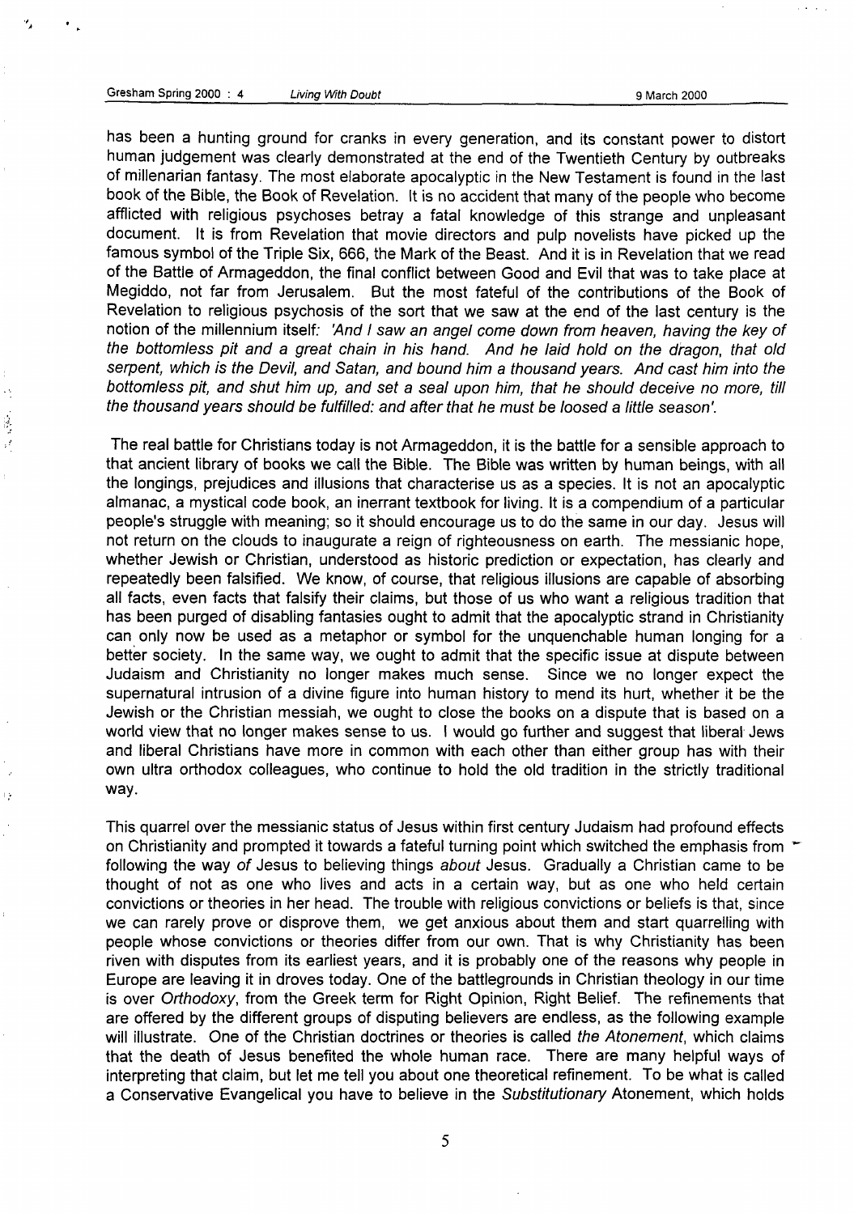has been a hunting ground for cranks in every generation, and its constant power to distort human judgement was clearly demonstrated at the end of the Twentieth Century by outbreaks of millenarian fantasy. The most elaborate apocalyptic in the New Testament is found in the last book of the Bible, the Book of Revelation. It is no accident that many of the people who become afflicted with religious psychoses betray a fatal knowledge of this strange and unpleasant document. It is from Revelation that movie directors and pulp novelists have picked up the famous symbol of the Triple Six, 666, the Mark of the Beast. And it is in Revelation that we read of the Battle of Armageddon, the final conflict between Good and Evil that was to take place at Megiddo, not far from Jerusalem. But the most fateful of the contributions of the Book of Revelation to religious psychosis of the sort that we saw at the end of the last century is the notion of the millennium itself: *'And I saw an angel come down from heaven, having the key of the bottomless pit and a great chain in his hand. And he laid hold on the dragon, that old serpent, which is the Devil, and Satan, and bound him a thousand years. And cast him into the bottomless pit, and shut him up, and set a seal upon him, that he should deceive no more, till the thousand years should be fulfilled: and after that he must be loosed a little season'.*

The real battle for Christians today is not Armageddon, it is the battle for a sensible approach to that ancient library of books we call the Bible. The Bible was written by human beings, with all the longings, prejudices and illusions that characterise us as a species. It is not an apocalyptic almanac, a mystical code book, an inerrant textbook for living. It is a compendium of a particular people's struggle with meaning; so it should encourage us to do the same in our day. Jesus will not return on the clouds to inaugurate a reign of righteousness on earth. The messianic hope, whether Jewish or Christian, understood as historic prediction or expectation, has clearly and repeatedly been falsified. We know, of course, that religious illusions are capable of absorbing all facts, even facts that falsify their claims, but those of us who want a religious tradition that has been purged of disabling fantasies ought to admit that the apocalyptic strand in Christianity can only now be used as a metaphor or symbol for the unquenchable human longing for a better society. In the same way, we ought to admit that the specific issue at dispute between Judaism and Christianity no longer makes much sense. Since we no longer expect the supernatural intrusion of a divine figure into human history to mend its hurt, whether it be the Jewish or the Christian messiah, we ought to close the books on a dispute that is based on a world view that no longer makes sense to us. I would go further and suggest that liberal Jews and liberal Christians have more in common with each other than either group has with their own ultra orthodox colleagues, who continue to hold the old tradition in the strictly traditional way.

This quarrel over the messianic status of Jesus within first century Judaism had profound effects on Christianity and prompted it towards a fateful turning point which switched the emphasis from following the way *of* Jesus to believing things *about* Jesus. Gradually a Christian came to be thought of not as one who lives and acts in a certain way, but as one who held certain convictions or theories in her head. The trouble with religious convictions or beliefs is that, since we can rarely prove or disprove them, we get anxious about them and start quarrelling with people whose convictions or theories differ from our own. That is why Christianity has been riven with disputes from its earliest years, and it is probably one of the reasons why people in Europe are leaving it in droves today. One of the battlegrounds in Christian theology in our time is over *Orthodoxy*, from the Greek term for Right Opinion, Right Belief. The refinements that are offered by the different groups of disputing believers are endless, as the following example will illustrate. One of the Christian doctrines or theories is called *the Atonement*, which claims that the death of Jesus benefited the whole human race. There are many helpful ways of interpreting that claim, but let me tell you about one theoretical refinement. To be what is called a Conservative Evangelical you have to believe in the *Substitutionary* Atonement, which holds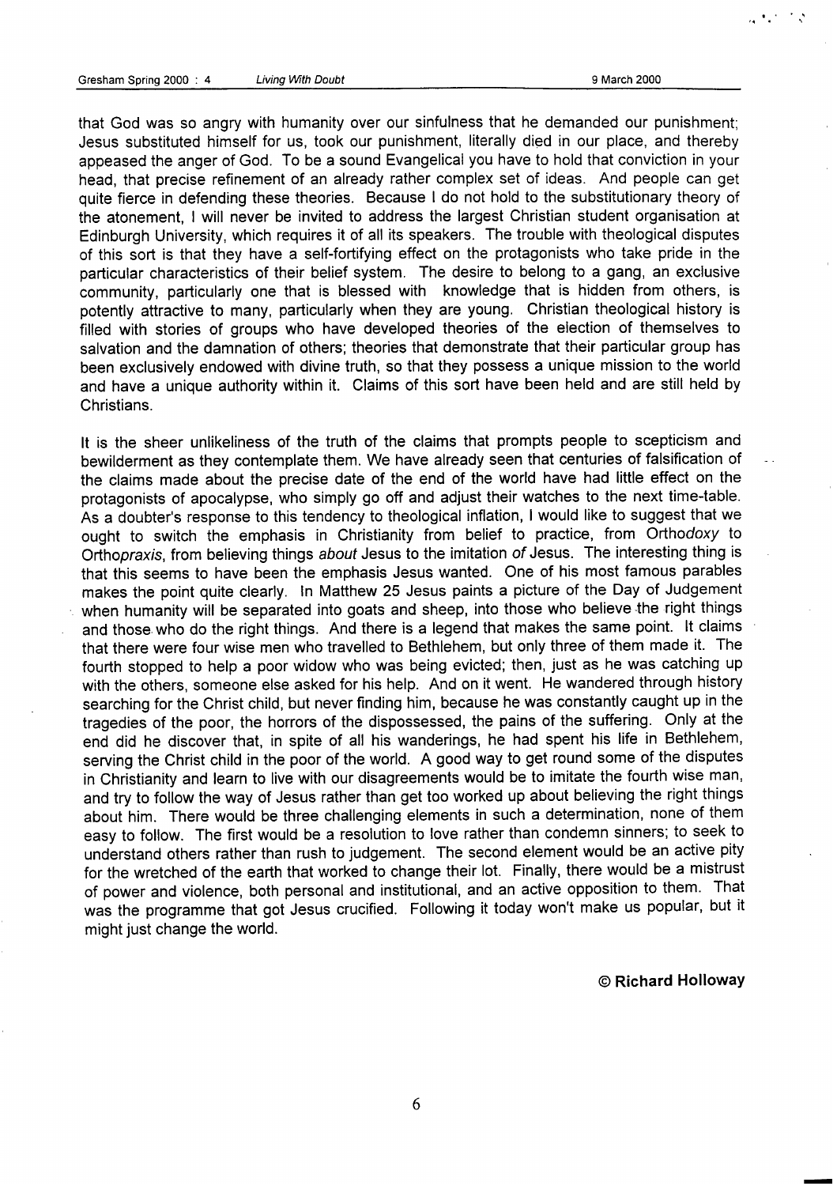that God was so angry with humanity over our sinfulness that he demanded our punishment; Jesus substituted himself for us, took our punishment, literally died in our place, and thereby appeased the anger of God. To be a sound Evangelical you have to hold that conviction in your head, that precise refinement of an already rather complex set of ideas. And people can get quite fierce in defending these theories. Because I do not hold to the substitutionary theory of the atonement, I will never be invited to address the largest Christian student organisation at Edinburgh University, which requires it of all its speakers. The trouble with theological disputes of this sort is that they have a self-fortifying effect on the protagonists who take pride in the particular characteristics of their belief system. The desire to belong to a gang, an exclusive community, particularly one that is blessed with knowledge that is hidden from others, is potentially attractive to many, particularly when they are young. Christian theological history is filled with stories of groups who have developed theories of the election of themselves to salvation and the damnation of others; theories that demonstrate that their particular group has been exclusively endowed with divine truth, so that they possess a unique mission to the world and have a unique authority within it. Claims of this sort have been held and are still held by Christians.

It is the sheer unlikeliness of the truth of the claims that prompts people to scepticism and bewilderment as they contemplate them. We have already seen that centuries of falsification of the claims made about the precise date of the end of the world have had little effect on the protagonists of apocalypse, who simply go off and adjust their watches to the next time-table. As a doubter's response to this tendency to theological inflation, I would like to suggest that we ought to switch the emphasis in Christianity from belief to practice, from Ortho*doxy* to Ortho*praxis*, from believing things *about* Jesus to the imitation *of* Jesus. The interesting thing is that this seems to have been the emphasis Jesus wanted. One of his most famous parables makes the point quite clearly. In Matthew 25 Jesus paints a picture of the Day of Judgement when humanity will be separated into goats and sheep, into those who believe the right things and those who do the right things. And there is a legend that makes the same point. It claims that there were four wise men who travelled to Bethlehem, but only three of them made it. The fourth stopped to help a poor widow who was being evicted; then, just as he was catching up with the others, someone else asked for his help. And on it went. He wandered through history searching for the Christ child, but never finding him, because he was constantly caught up in the tragedies of the poor, the horrors of the dispossessed, the pains of the suffering. Only at the end did he discover that, in spite of all his wanderings, he had spent his life in Bethlehem, serving the Christ child in the poor of the world. A good way to get round some of the disputes in Christianity and learn to live with our disagreements would be to imitate the fourth wise man, and try to follow the way of Jesus rather than get too worked up about believing the right things about him. There would be three challenging elements in such a determination, none of them easy to follow. The first would be a resolution to love rather than condemn sinners; to seek to understand others rather than rush to judgement. The second element would be an active pity for the wretched of the earth that worked to change their lot. Finally, there would be a mistrust of power and violence, both personal and institutional, and an active opposition to them. That was the programme that got Jesus crucified. Following it today won't make us popular, but it might just change the world.

**© Richard Holloway**